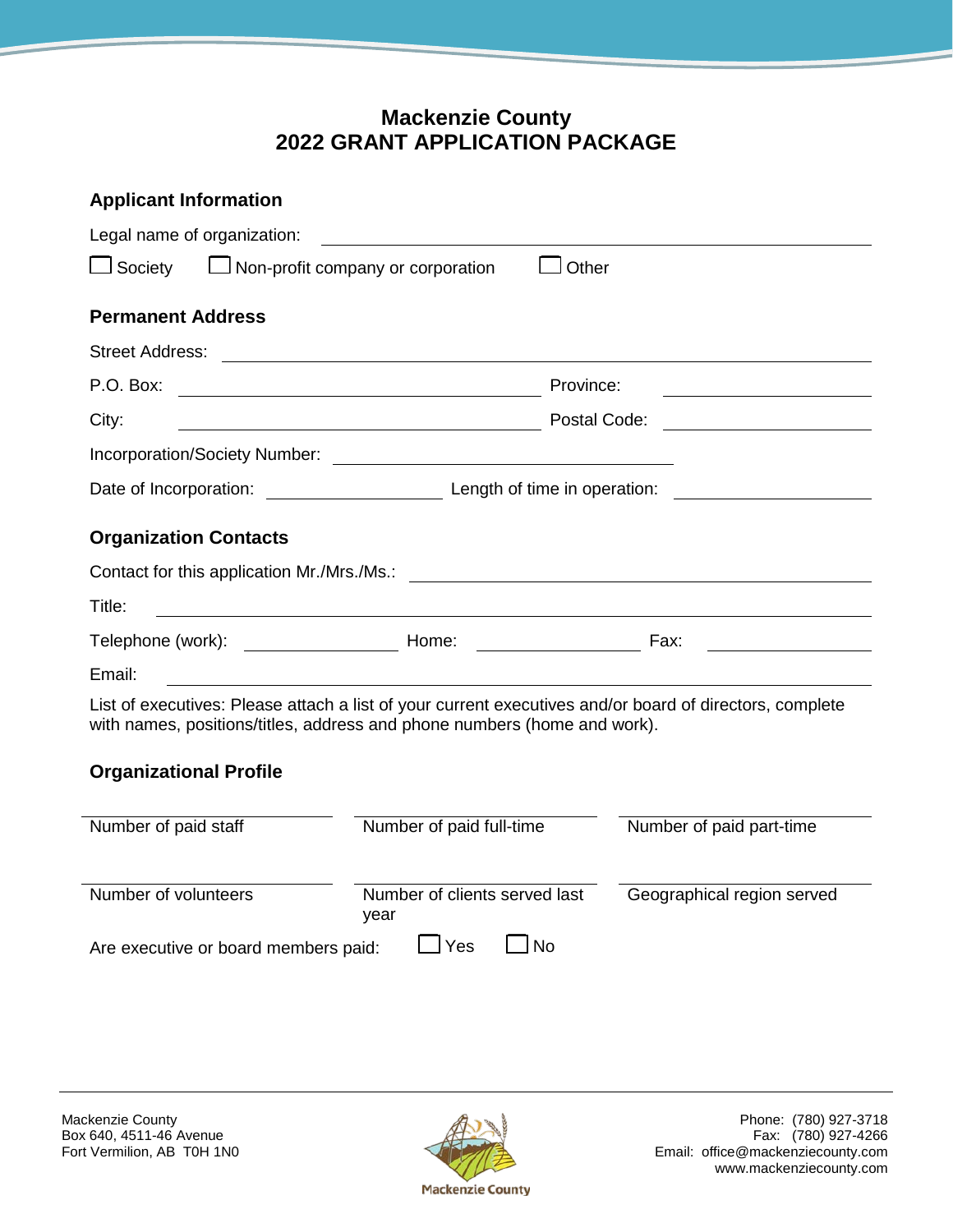# Mackenzie County
# 2022 GRANT APPLICATION PACKAGE

## Applicant Information

Legal name of organization: ______________________________

☐ Society ☐ Non-profit company or corporation ☐ Other

## Permanent Address

Street Address: ______________________________

P.O. Box: ______________________ Province: ______________

City: ______________________ Postal Code: ______________

Incorporation/Society Number: ______________________

Date of Incorporation: ______________ Length of time in operation: ______________

## Organization Contacts

Contact for this application Mr./Mrs./Ms.: ______________________________

Title: ______________________________

Telephone (work): ______________ Home: ______________ Fax: ______________

Email: ______________________________

List of executives: Please attach a list of your current executives and/or board of directors, complete with names, positions/titles, address and phone numbers (home and work).

## Organizational Profile

| Number of paid staff | Number of paid full-time | Number of paid part-time |
|---|---|---|
| | | |
| **Number of volunteers** | **Number of clients served last year** | **Geographical region served** |
| | | |

Are executive or board members paid: ☐ Yes ☐ No

Mackenzie County
Box 640, 4511-46 Avenue
Fort Vermilion, AB T0H 1N0

Phone: (780) 927-3718
Fax: (780) 927-4266
Email: office@mackenziecounty.com
www.mackenziecounty.com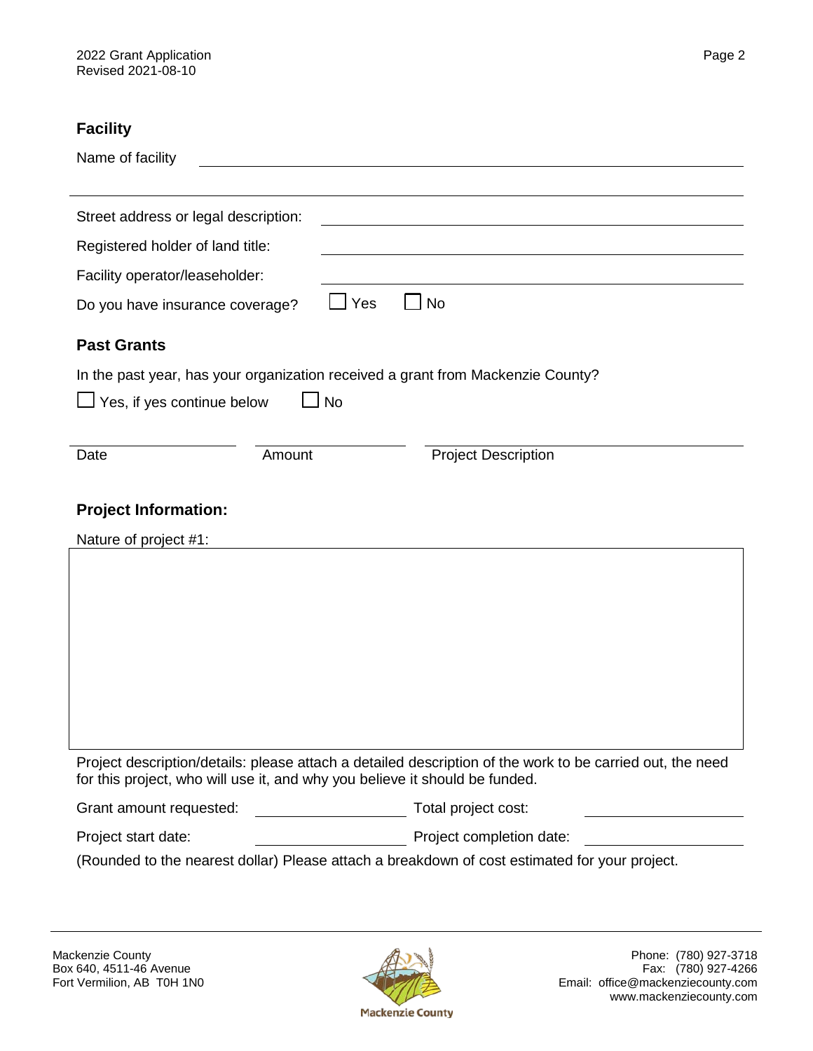## Facility

Name of facility ______________________________

______________________________

Street address or legal description: ______________________________

Registered holder of land title: ______________________________

Facility operator/leaseholder: ______________________________

Do you have insurance coverage? ☐ Yes ☐ No

## Past Grants

In the past year, has your organization received a grant from Mackenzie County?

☐ Yes, if yes continue below ☐ No

| Date | Amount | Project Description |
|---|---|---|
| | | |

## Project Information:

Nature of project #1:

| |
|---|
| |

Project description/details: please attach a detailed description of the work to be carried out, the need for this project, who will use it, and why you believe it should be funded.

Grant amount requested: ______________ Total project cost: ______________

Project start date: ______________ Project completion date: ______________

(Rounded to the nearest dollar) Please attach a breakdown of cost estimated for your project.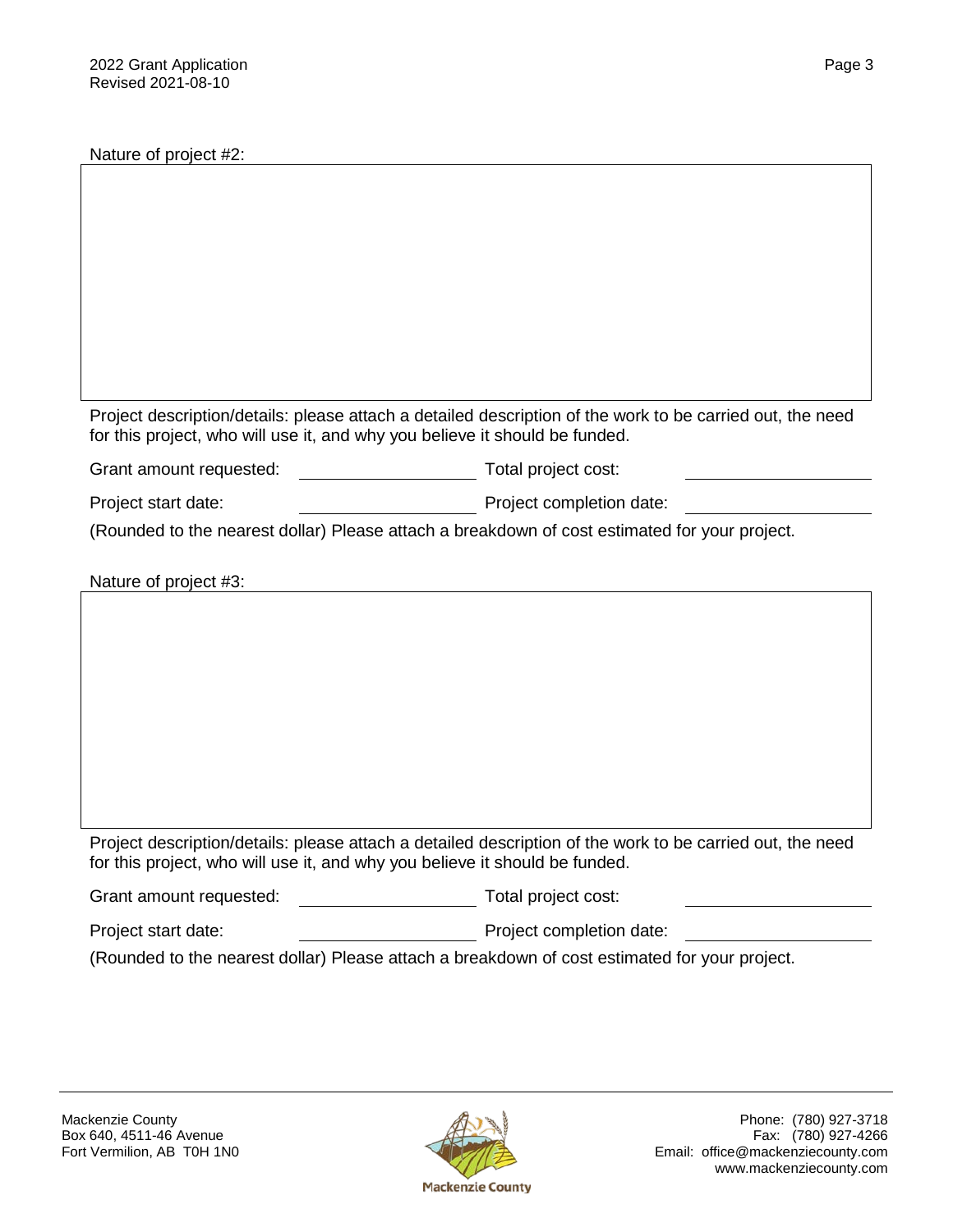Nature of project #2:

|  |
|---|
|  |

Project description/details: please attach a detailed description of the work to be carried out, the need for this project, who will use it, and why you believe it should be funded.

Grant amount requested: ____________________ Total project cost: ____________________

Project start date: ____________________ Project completion date: ____________________

(Rounded to the nearest dollar) Please attach a breakdown of cost estimated for your project.

Nature of project #3:

|  |
|---|
|  |

Project description/details: please attach a detailed description of the work to be carried out, the need for this project, who will use it, and why you believe it should be funded.

Grant amount requested: ____________________ Total project cost: ____________________

Project start date: ____________________ Project completion date: ____________________

(Rounded to the nearest dollar) Please attach a breakdown of cost estimated for your project.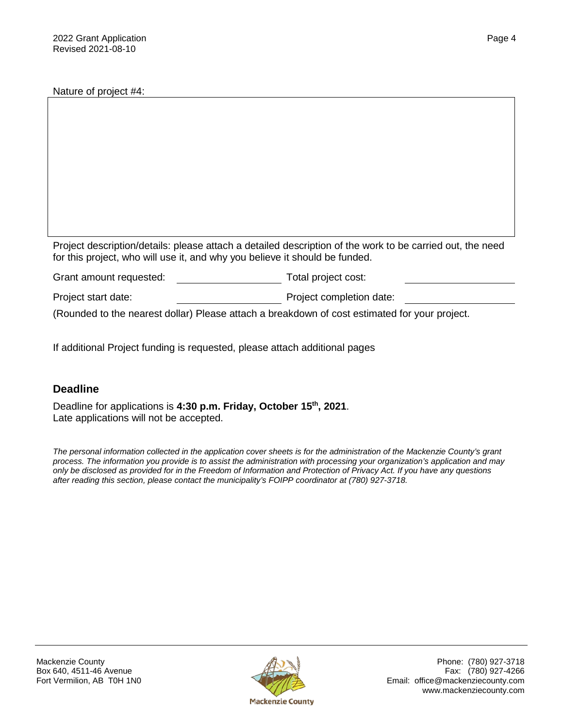Nature of project #4:

| |
|---|
| |

Project description/details: please attach a detailed description of the work to be carried out, the need for this project, who will use it, and why you believe it should be funded.

| | | | |
|---|---|---|---|
| Grant amount requested: | | Total project cost: | |
| Project start date: | | Project completion date: | |

(Rounded to the nearest dollar) Please attach a breakdown of cost estimated for your project.

If additional Project funding is requested, please attach additional pages

## Deadline

Deadline for applications is **4:30 p.m. Friday, October 15th, 2021**.
Late applications will not be accepted.

*The personal information collected in the application cover sheets is for the administration of the Mackenzie County's grant process. The information you provide is to assist the administration with processing your organization's application and may only be disclosed as provided for in the Freedom of Information and Protection of Privacy Act. If you have any questions after reading this section, please contact the municipality's FOIPP coordinator at (780) 927-3718.*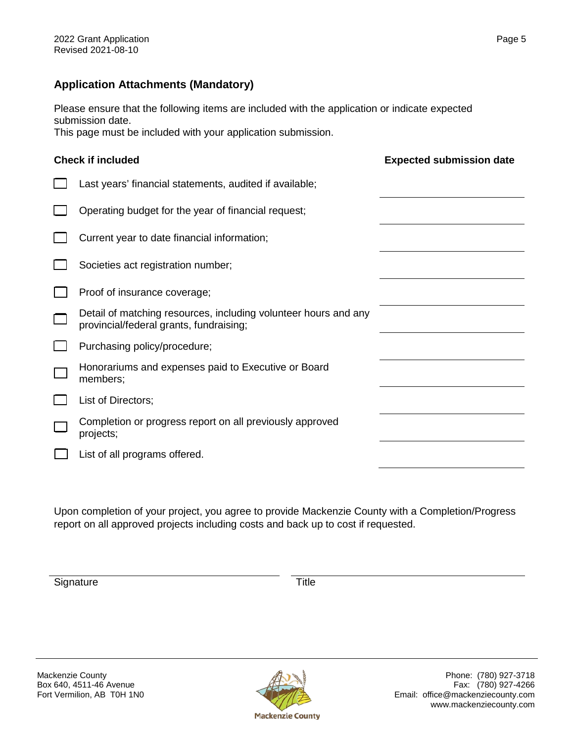## Application Attachments (Mandatory)

Please ensure that the following items are included with the application or indicate expected submission date.
This page must be included with your application submission.

| Check if included | | Expected submission date |
|---|---|---|
| ☐ | Last years' financial statements, audited if available; | |
| ☐ | Operating budget for the year of financial request; | |
| ☐ | Current year to date financial information; | |
| ☐ | Societies act registration number; | |
| ☐ | Proof of insurance coverage; | |
| ☐ | Detail of matching resources, including volunteer hours and any provincial/federal grants, fundraising; | |
| ☐ | Purchasing policy/procedure; | |
| ☐ | Honorariums and expenses paid to Executive or Board members; | |
| ☐ | List of Directors; | |
| ☐ | Completion or progress report on all previously approved projects; | |
| ☐ | List of all programs offered. | |

Upon completion of your project, you agree to provide Mackenzie County with a Completion/Progress report on all approved projects including costs and back up to cost if requested.

Signature ______________________ Title ______________________

Mackenzie County
Box 640, 4511-46 Avenue
Fort Vermilion, AB T0H 1N0

Mackenzie County

Phone: (780) 927-3718
Fax: (780) 927-4266
Email: office@mackenziecounty.com
www.mackenziecounty.com